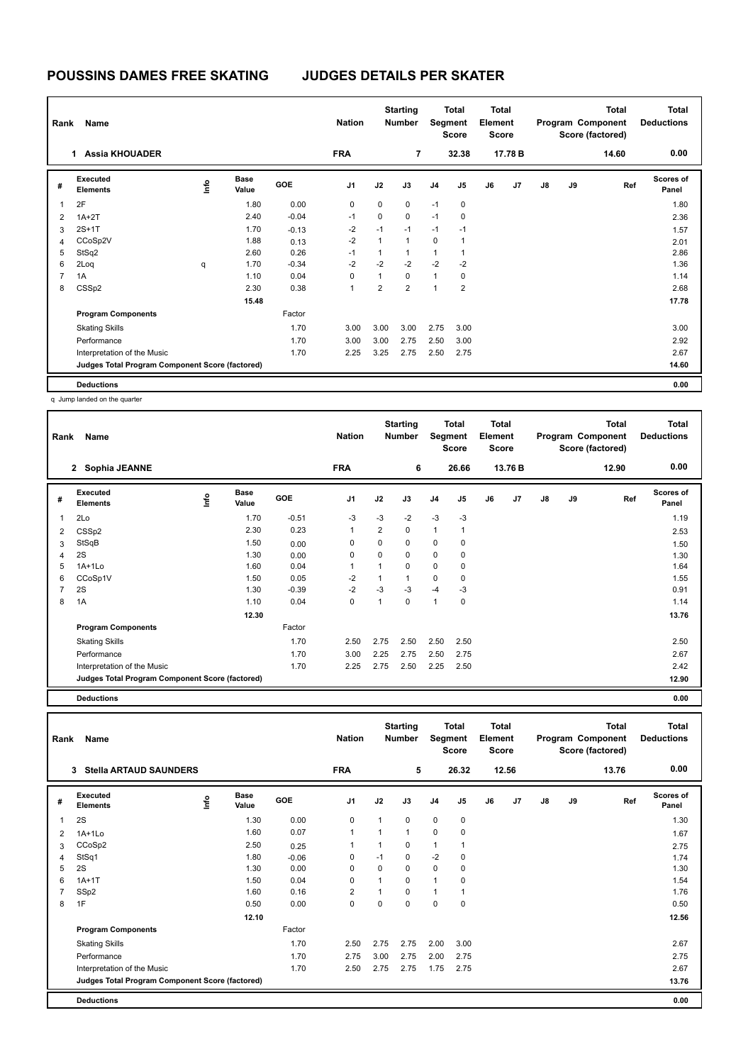# POUSSINS DAMES FREE SKATING JUDGES DETAILS PER SKATER

| Rank | Name | Nation | Starting Number | Total Segment Score | Total Element Score | Total Program Component Score (factored) | Total Deductions |
|---|---|---|---|---|---|---|---|
| 1 | Assia KHOUADER | FRA | 7 | 32.38 | 17.78 B | 14.60 | 0.00 |

| # | Executed Elements | Info | Base Value | GOE | J1 | J2 | J3 | J4 | J5 | J6 | J7 | J8 | J9 | Ref | Scores of Panel |
|---|---|---|---|---|---|---|---|---|---|---|---|---|---|---|---|
| 1 | 2F | | 1.80 | 0.00 | 0 | 0 | 0 | -1 | 0 | | | | | | 1.80 |
| 2 | 1A+2T | | 2.40 | -0.04 | -1 | 0 | 0 | -1 | 0 | | | | | | 2.36 |
| 3 | 2S+1T | | 1.70 | -0.13 | -2 | -1 | -1 | -1 | -1 | | | | | | 1.57 |
| 4 | CCoSp2V | | 1.88 | 0.13 | -2 | 1 | 1 | 0 | 1 | | | | | | 2.01 |
| 5 | StSq2 | | 2.60 | 0.26 | -1 | 1 | 1 | 1 | 1 | | | | | | 2.86 |
| 6 | 2Loq | q | 1.70 | -0.34 | -2 | -2 | -2 | -2 | -2 | | | | | | 1.36 |
| 7 | 1A | | 1.10 | 0.04 | 0 | 1 | 0 | 1 | 0 | | | | | | 1.14 |
| 8 | CSSp2 | | 2.30 | 0.38 | 1 | 2 | 2 | 1 | 2 | | | | | | 2.68 |
| | | | 15.48 | | | | | | | | | | | | 17.78 |
| | **Program Components** | | | Factor | | | | | | | | | | | |
| | Skating Skills | | | 1.70 | 3.00 | 3.00 | 3.00 | 2.75 | 3.00 | | | | | | 3.00 |
| | Performance | | | 1.70 | 3.00 | 3.00 | 2.75 | 2.50 | 3.00 | | | | | | 2.92 |
| | Interpretation of the Music | | | 1.70 | 2.25 | 3.25 | 2.75 | 2.50 | 2.75 | | | | | | 2.67 |
| | **Judges Total Program Component Score (factored)** | | | | | | | | | | | | | | 14.60 |
| | **Deductions** | | | | | | | | | | | | | | 0.00 |

q Jump landed on the quarter

| Rank | Name | Nation | Starting Number | Total Segment Score | Total Element Score | Total Program Component Score (factored) | Total Deductions |
|---|---|---|---|---|---|---|---|
| 2 | Sophia JEANNE | FRA | 6 | 26.66 | 13.76 B | 12.90 | 0.00 |

| # | Executed Elements | Info | Base Value | GOE | J1 | J2 | J3 | J4 | J5 | J6 | J7 | J8 | J9 | Ref | Scores of Panel |
|---|---|---|---|---|---|---|---|---|---|---|---|---|---|---|---|
| 1 | 2Lo | | 1.70 | -0.51 | -3 | -3 | -2 | -3 | -3 | | | | | | 1.19 |
| 2 | CSSp2 | | 2.30 | 0.23 | 1 | 2 | 0 | 1 | 1 | | | | | | 2.53 |
| 3 | StSqB | | 1.50 | 0.00 | 0 | 0 | 0 | 0 | 0 | | | | | | 1.50 |
| 4 | 2S | | 1.30 | 0.00 | 0 | 0 | 0 | 0 | 0 | | | | | | 1.30 |
| 5 | 1A+1Lo | | 1.60 | 0.04 | 1 | 1 | 0 | 0 | 0 | | | | | | 1.64 |
| 6 | CCoSp1V | | 1.50 | 0.05 | -2 | 1 | 1 | 0 | 0 | | | | | | 1.55 |
| 7 | 2S | | 1.30 | -0.39 | -2 | -3 | -3 | -4 | -3 | | | | | | 0.91 |
| 8 | 1A | | 1.10 | 0.04 | 0 | 1 | 0 | 1 | 0 | | | | | | 1.14 |
| | | | 12.30 | | | | | | | | | | | | 13.76 |
| | **Program Components** | | | Factor | | | | | | | | | | | |
| | Skating Skills | | | 1.70 | 2.50 | 2.75 | 2.50 | 2.50 | 2.50 | | | | | | 2.50 |
| | Performance | | | 1.70 | 3.00 | 2.25 | 2.75 | 2.50 | 2.75 | | | | | | 2.67 |
| | Interpretation of the Music | | | 1.70 | 2.25 | 2.75 | 2.50 | 2.25 | 2.50 | | | | | | 2.42 |
| | **Judges Total Program Component Score (factored)** | | | | | | | | | | | | | | 12.90 |
| | **Deductions** | | | | | | | | | | | | | | 0.00 |

| Rank | Name | Nation | Starting Number | Total Segment Score | Total Element Score | Total Program Component Score (factored) | Total Deductions |
|---|---|---|---|---|---|---|---|
| 3 | Stella ARTAUD SAUNDERS | FRA | 5 | 26.32 | 12.56 | 13.76 | 0.00 |

| # | Executed Elements | Info | Base Value | GOE | J1 | J2 | J3 | J4 | J5 | J6 | J7 | J8 | J9 | Ref | Scores of Panel |
|---|---|---|---|---|---|---|---|---|---|---|---|---|---|---|---|
| 1 | 2S | | 1.30 | 0.00 | 0 | 1 | 0 | 0 | 0 | | | | | | 1.30 |
| 2 | 1A+1Lo | | 1.60 | 0.07 | 1 | 1 | 1 | 0 | 0 | | | | | | 1.67 |
| 3 | CCoSp2 | | 2.50 | 0.25 | 1 | 1 | 0 | 1 | 1 | | | | | | 2.75 |
| 4 | StSq1 | | 1.80 | -0.06 | 0 | -1 | 0 | -2 | 0 | | | | | | 1.74 |
| 5 | 2S | | 1.30 | 0.00 | 0 | 0 | 0 | 0 | 0 | | | | | | 1.30 |
| 6 | 1A+1T | | 1.50 | 0.04 | 0 | 1 | 0 | 1 | 0 | | | | | | 1.54 |
| 7 | SSp2 | | 1.60 | 0.16 | 2 | 1 | 0 | 1 | 1 | | | | | | 1.76 |
| 8 | 1F | | 0.50 | 0.00 | 0 | 0 | 0 | 0 | 0 | | | | | | 0.50 |
| | | | 12.10 | | | | | | | | | | | | 12.56 |
| | **Program Components** | | | Factor | | | | | | | | | | | |
| | Skating Skills | | | 1.70 | 2.50 | 2.75 | 2.75 | 2.00 | 3.00 | | | | | | 2.67 |
| | Performance | | | 1.70 | 2.75 | 3.00 | 2.75 | 2.00 | 2.75 | | | | | | 2.75 |
| | Interpretation of the Music | | | 1.70 | 2.50 | 2.75 | 2.75 | 1.75 | 2.75 | | | | | | 2.67 |
| | **Judges Total Program Component Score (factored)** | | | | | | | | | | | | | | 13.76 |
| | **Deductions** | | | | | | | | | | | | | | 0.00 |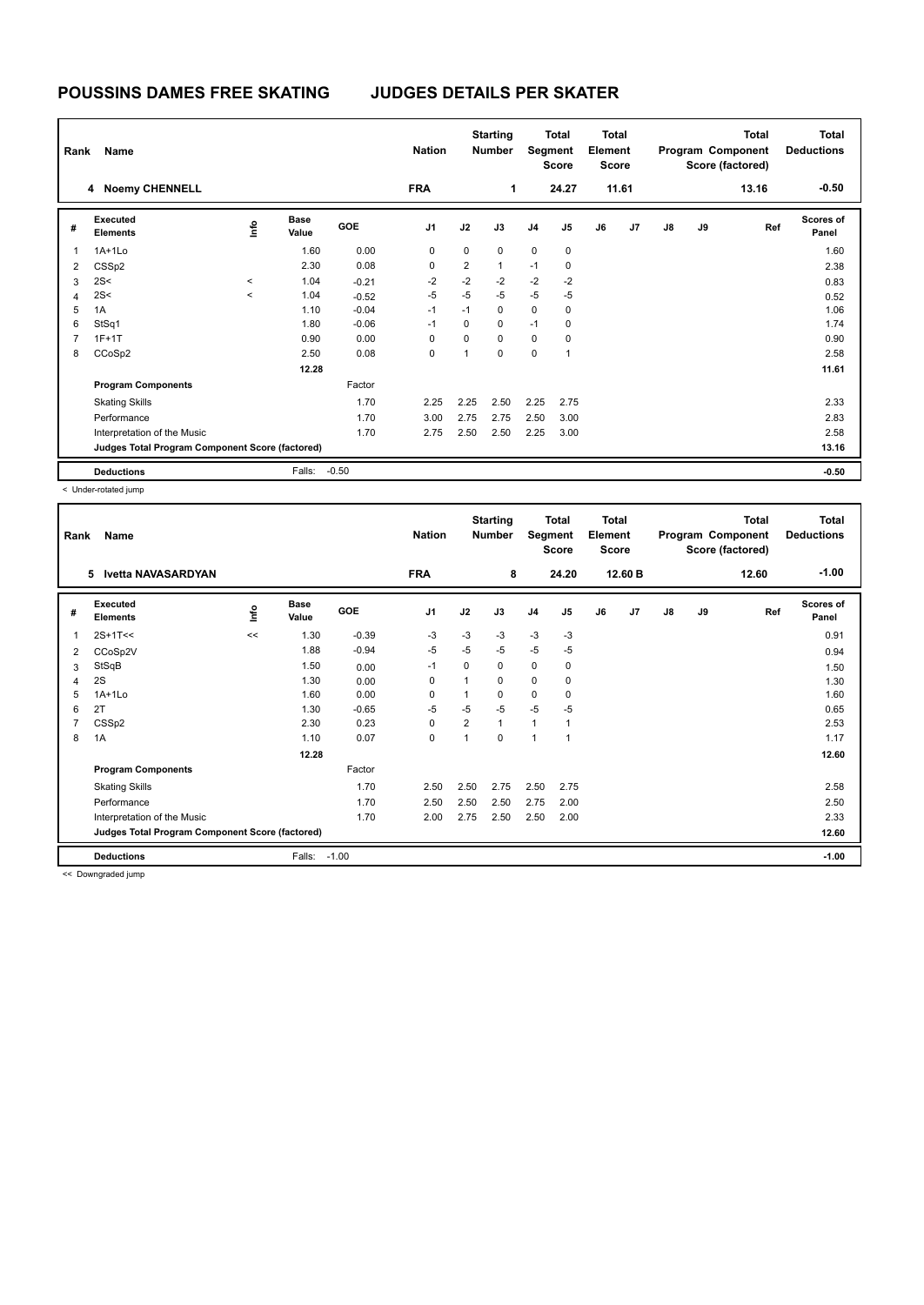# POUSSINS DAMES FREE SKATING JUDGES DETAILS PER SKATER

| Rank | Name | Nation | Starting Number | Total Segment Score | Total Element Score | Total Program Component Score (factored) | Total Deductions |
|---|---|---|---|---|---|---|---|
| 4 | Noemy CHENNELL | FRA | 1 | 24.27 | 11.61 | 13.16 | -0.50 |

| # | Executed Elements | Info | Base Value | GOE | J1 | J2 | J3 | J4 | J5 | J6 | J7 | J8 | J9 | Ref | Scores of Panel |
|---|---|---|---|---|---|---|---|---|---|---|---|---|---|---|---|
| 1 | 1A+1Lo | | 1.60 | 0.00 | 0 | 0 | 0 | 0 | 0 | | | | | | 1.60 |
| 2 | CSSp2 | | 2.30 | 0.08 | 0 | 2 | 1 | -1 | 0 | | | | | | 2.38 |
| 3 | 2S< | < | 1.04 | -0.21 | -2 | -2 | -2 | -2 | -2 | | | | | | 0.83 |
| 4 | 2S< | < | 1.04 | -0.52 | -5 | -5 | -5 | -5 | -5 | | | | | | 0.52 |
| 5 | 1A | | 1.10 | -0.04 | -1 | -1 | 0 | 0 | 0 | | | | | | 1.06 |
| 6 | StSq1 | | 1.80 | -0.06 | -1 | 0 | 0 | -1 | 0 | | | | | | 1.74 |
| 7 | 1F+1T | | 0.90 | 0.00 | 0 | 0 | 0 | 0 | 0 | | | | | | 0.90 |
| 8 | CCoSp2 | | 2.50 | 0.08 | 0 | 1 | 0 | 0 | 1 | | | | | | 2.58 |
| | | | 12.28 | | | | | | | | | | | | 11.61 |
| | **Program Components** | | | Factor | | | | | | | | | | | |
| | Skating Skills | | | 1.70 | 2.25 | 2.25 | 2.50 | 2.25 | 2.75 | | | | | | 2.33 |
| | Performance | | | 1.70 | 3.00 | 2.75 | 2.75 | 2.50 | 3.00 | | | | | | 2.83 |
| | Interpretation of the Music | | | 1.70 | 2.75 | 2.50 | 2.50 | 2.25 | 3.00 | | | | | | 2.58 |
| | **Judges Total Program Component Score (factored)** | | | | | | | | | | | | | | 13.16 |
| | **Deductions** | | Falls: | -0.50 | | | | | | | | | | | -0.50 |

< Under-rotated jump

| Rank | Name | Nation | Starting Number | Total Segment Score | Total Element Score | Total Program Component Score (factored) | Total Deductions |
|---|---|---|---|---|---|---|---|
| 5 | Ivetta NAVASARDYAN | FRA | 8 | 24.20 | 12.60 B | 12.60 | -1.00 |

| # | Executed Elements | Info | Base Value | GOE | J1 | J2 | J3 | J4 | J5 | J6 | J7 | J8 | J9 | Ref | Scores of Panel |
|---|---|---|---|---|---|---|---|---|---|---|---|---|---|---|---|
| 1 | 2S+1T<< | << | 1.30 | -0.39 | -3 | -3 | -3 | -3 | -3 | | | | | | 0.91 |
| 2 | CCoSp2V | | 1.88 | -0.94 | -5 | -5 | -5 | -5 | -5 | | | | | | 0.94 |
| 3 | StSqB | | 1.50 | 0.00 | -1 | 0 | 0 | 0 | 0 | | | | | | 1.50 |
| 4 | 2S | | 1.30 | 0.00 | 0 | 1 | 0 | 0 | 0 | | | | | | 1.30 |
| 5 | 1A+1Lo | | 1.60 | 0.00 | 0 | 1 | 0 | 0 | 0 | | | | | | 1.60 |
| 6 | 2T | | 1.30 | -0.65 | -5 | -5 | -5 | -5 | -5 | | | | | | 0.65 |
| 7 | CSSp2 | | 2.30 | 0.23 | 0 | 2 | 1 | 1 | 1 | | | | | | 2.53 |
| 8 | 1A | | 1.10 | 0.07 | 0 | 1 | 0 | 1 | 1 | | | | | | 1.17 |
| | | | 12.28 | | | | | | | | | | | | 12.60 |
| | **Program Components** | | | Factor | | | | | | | | | | | |
| | Skating Skills | | | 1.70 | 2.50 | 2.50 | 2.75 | 2.50 | 2.75 | | | | | | 2.58 |
| | Performance | | | 1.70 | 2.50 | 2.50 | 2.50 | 2.75 | 2.00 | | | | | | 2.50 |
| | Interpretation of the Music | | | 1.70 | 2.00 | 2.75 | 2.50 | 2.50 | 2.00 | | | | | | 2.33 |
| | **Judges Total Program Component Score (factored)** | | | | | | | | | | | | | | 12.60 |
| | **Deductions** | | Falls: | -1.00 | | | | | | | | | | | -1.00 |

<< Downgraded jump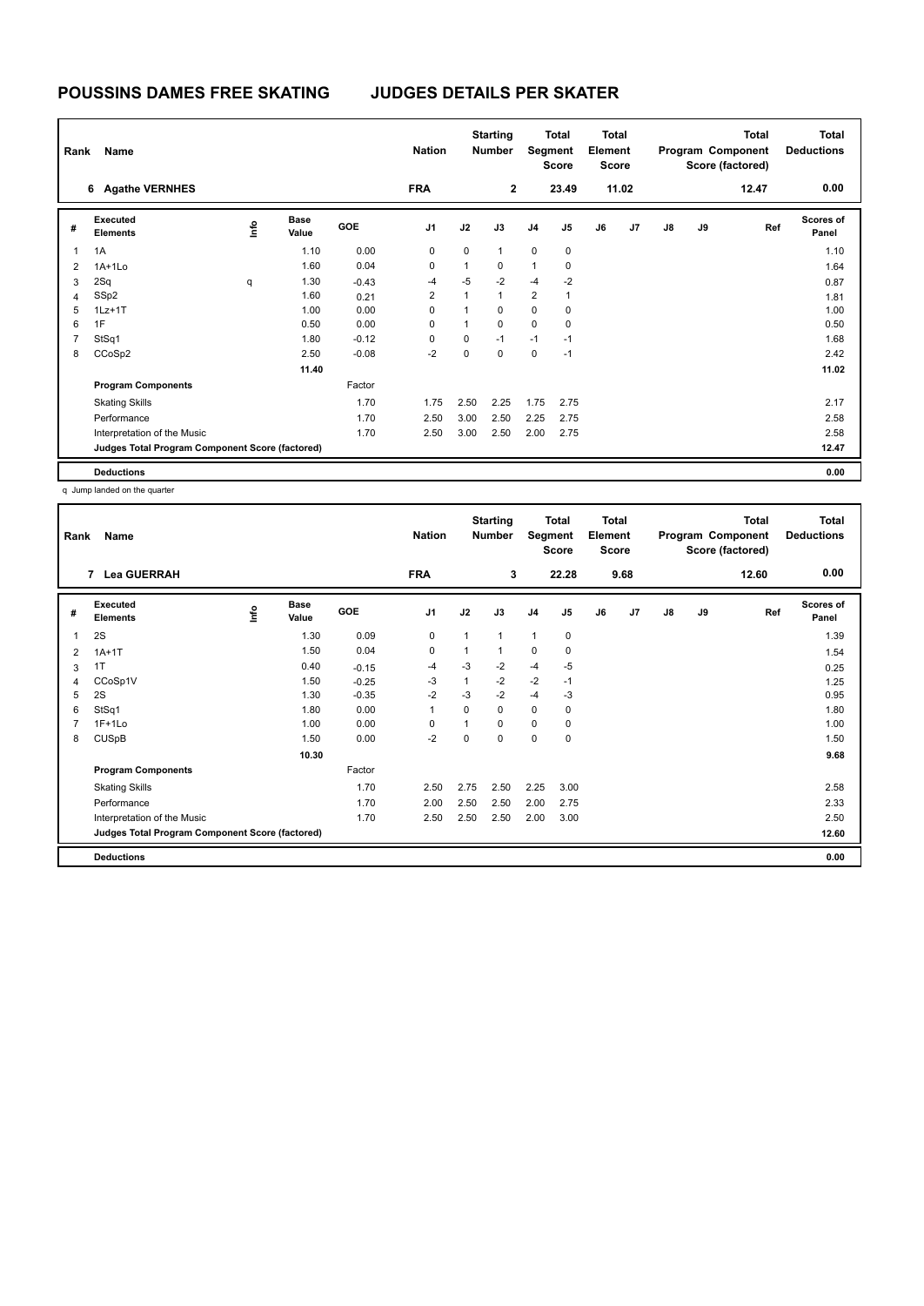# POUSSINS DAMES FREE SKATING JUDGES DETAILS PER SKATER

| Rank | Name | Nation | Starting Number | Total Segment Score | Total Element Score | Total Program Component Score (factored) | Total Deductions |
|---|---|---|---|---|---|---|---|
| 6 | Agathe VERNHES | FRA | 2 | 23.49 | 11.02 | 12.47 | 0.00 |

| # | Executed Elements | Info | Base Value | GOE | J1 | J2 | J3 | J4 | J5 | J6 | J7 | J8 | J9 | Ref | Scores of Panel |
|---|---|---|---|---|---|---|---|---|---|---|---|---|---|---|---|
| 1 | 1A | | 1.10 | 0.00 | 0 | 0 | 1 | 0 | 0 | | | | | | 1.10 |
| 2 | 1A+1Lo | | 1.60 | 0.04 | 0 | 1 | 0 | 1 | 0 | | | | | | 1.64 |
| 3 | 2Sq | q | 1.30 | -0.43 | -4 | -5 | -2 | -4 | -2 | | | | | | 0.87 |
| 4 | SSp2 | | 1.60 | 0.21 | 2 | 1 | 1 | 2 | 1 | | | | | | 1.81 |
| 5 | 1Lz+1T | | 1.00 | 0.00 | 0 | 1 | 0 | 0 | 0 | | | | | | 1.00 |
| 6 | 1F | | 0.50 | 0.00 | 0 | 1 | 0 | 0 | 0 | | | | | | 0.50 |
| 7 | StSq1 | | 1.80 | -0.12 | 0 | 0 | -1 | -1 | -1 | | | | | | 1.68 |
| 8 | CCoSp2 | | 2.50 | -0.08 | -2 | 0 | 0 | 0 | -1 | | | | | | 2.42 |
| | | | 11.40 | | | | | | | | | | | | 11.02 |
| | **Program Components** | | | Factor | | | | | | | | | | | |
| | Skating Skills | | | 1.70 | 1.75 | 2.50 | 2.25 | 1.75 | 2.75 | | | | | | 2.17 |
| | Performance | | | 1.70 | 2.50 | 3.00 | 2.50 | 2.25 | 2.75 | | | | | | 2.58 |
| | Interpretation of the Music | | | 1.70 | 2.50 | 3.00 | 2.50 | 2.00 | 2.75 | | | | | | 2.58 |
| | **Judges Total Program Component Score (factored)** | | | | | | | | | | | | | | 12.47 |
| | **Deductions** | | | | | | | | | | | | | | 0.00 |

q Jump landed on the quarter

| Rank | Name | Nation | Starting Number | Total Segment Score | Total Element Score | Total Program Component Score (factored) | Total Deductions |
|---|---|---|---|---|---|---|---|
| 7 | Lea GUERRAH | FRA | 3 | 22.28 | 9.68 | 12.60 | 0.00 |

| # | Executed Elements | Info | Base Value | GOE | J1 | J2 | J3 | J4 | J5 | J6 | J7 | J8 | J9 | Ref | Scores of Panel |
|---|---|---|---|---|---|---|---|---|---|---|---|---|---|---|---|
| 1 | 2S | | 1.30 | 0.09 | 0 | 1 | 1 | 1 | 0 | | | | | | 1.39 |
| 2 | 1A+1T | | 1.50 | 0.04 | 0 | 1 | 1 | 0 | 0 | | | | | | 1.54 |
| 3 | 1T | | 0.40 | -0.15 | -4 | -3 | -2 | -4 | -5 | | | | | | 0.25 |
| 4 | CCoSp1V | | 1.50 | -0.25 | -3 | 1 | -2 | -2 | -1 | | | | | | 1.25 |
| 5 | 2S | | 1.30 | -0.35 | -2 | -3 | -2 | -4 | -3 | | | | | | 0.95 |
| 6 | StSq1 | | 1.80 | 0.00 | 1 | 0 | 0 | 0 | 0 | | | | | | 1.80 |
| 7 | 1F+1Lo | | 1.00 | 0.00 | 0 | 1 | 0 | 0 | 0 | | | | | | 1.00 |
| 8 | CUSpB | | 1.50 | 0.00 | -2 | 0 | 0 | 0 | 0 | | | | | | 1.50 |
| | | | 10.30 | | | | | | | | | | | | 9.68 |
| | **Program Components** | | | Factor | | | | | | | | | | | |
| | Skating Skills | | | 1.70 | 2.50 | 2.75 | 2.50 | 2.25 | 3.00 | | | | | | 2.58 |
| | Performance | | | 1.70 | 2.00 | 2.50 | 2.50 | 2.00 | 2.75 | | | | | | 2.33 |
| | Interpretation of the Music | | | 1.70 | 2.50 | 2.50 | 2.50 | 2.00 | 3.00 | | | | | | 2.50 |
| | **Judges Total Program Component Score (factored)** | | | | | | | | | | | | | | 12.60 |
| | **Deductions** | | | | | | | | | | | | | | 0.00 |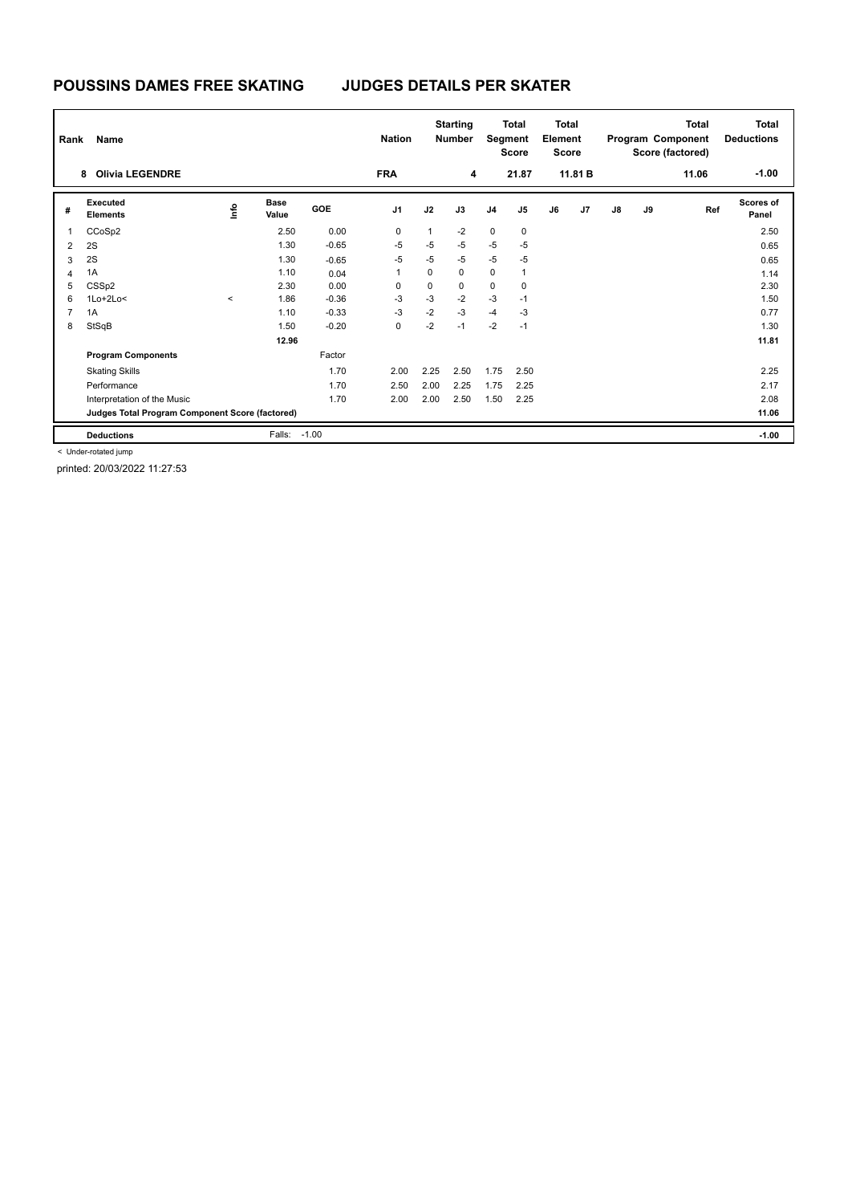# POUSSINS DAMES FREE SKATING JUDGES DETAILS PER SKATER

| Rank | Name | Nation | Starting Number | Total Segment Score | Total Element Score | Total Program Component Score (factored) | Total Deductions |
|---|---|---|---|---|---|---|---|
| 8 | Olivia LEGENDRE | FRA | 4 | 21.87 | 11.81 B | 11.06 | -1.00 |

| # | Executed Elements | Info | Base Value | GOE | J1 | J2 | J3 | J4 | J5 | J6 | J7 | J8 | J9 | Ref | Scores of Panel |
|---|---|---|---|---|---|---|---|---|---|---|---|---|---|---|---|
| 1 | CCoSp2 | | 2.50 | 0.00 | 0 | 1 | -2 | 0 | 0 | | | | | | 2.50 |
| 2 | 2S | | 1.30 | -0.65 | -5 | -5 | -5 | -5 | -5 | | | | | | 0.65 |
| 3 | 2S | | 1.30 | -0.65 | -5 | -5 | -5 | -5 | -5 | | | | | | 0.65 |
| 4 | 1A | | 1.10 | 0.04 | 1 | 0 | 0 | 0 | 1 | | | | | | 1.14 |
| 5 | CSSp2 | | 2.30 | 0.00 | 0 | 0 | 0 | 0 | 0 | | | | | | 2.30 |
| 6 | 1Lo+2Lo< | < | 1.86 | -0.36 | -3 | -3 | -2 | -3 | -1 | | | | | | 1.50 |
| 7 | 1A | | 1.10 | -0.33 | -3 | -2 | -3 | -4 | -3 | | | | | | 0.77 |
| 8 | StSqB | | 1.50 | -0.20 | 0 | -2 | -1 | -2 | -1 | | | | | | 1.30 |
| | | | 12.96 | | | | | | | | | | | | 11.81 |
| | **Program Components** | | | Factor | | | | | | | | | | | |
| | Skating Skills | | | 1.70 | 2.00 | 2.25 | 2.50 | 1.75 | 2.50 | | | | | | 2.25 |
| | Performance | | | 1.70 | 2.50 | 2.00 | 2.25 | 1.75 | 2.25 | | | | | | 2.17 |
| | Interpretation of the Music | | | 1.70 | 2.00 | 2.00 | 2.50 | 1.50 | 2.25 | | | | | | 2.08 |
| | **Judges Total Program Component Score (factored)** | | | | | | | | | | | | | | 11.06 |
| | **Deductions** | | Falls: | -1.00 | | | | | | | | | | | -1.00 |

< Under-rotated jump

printed: 20/03/2022 11:27:53